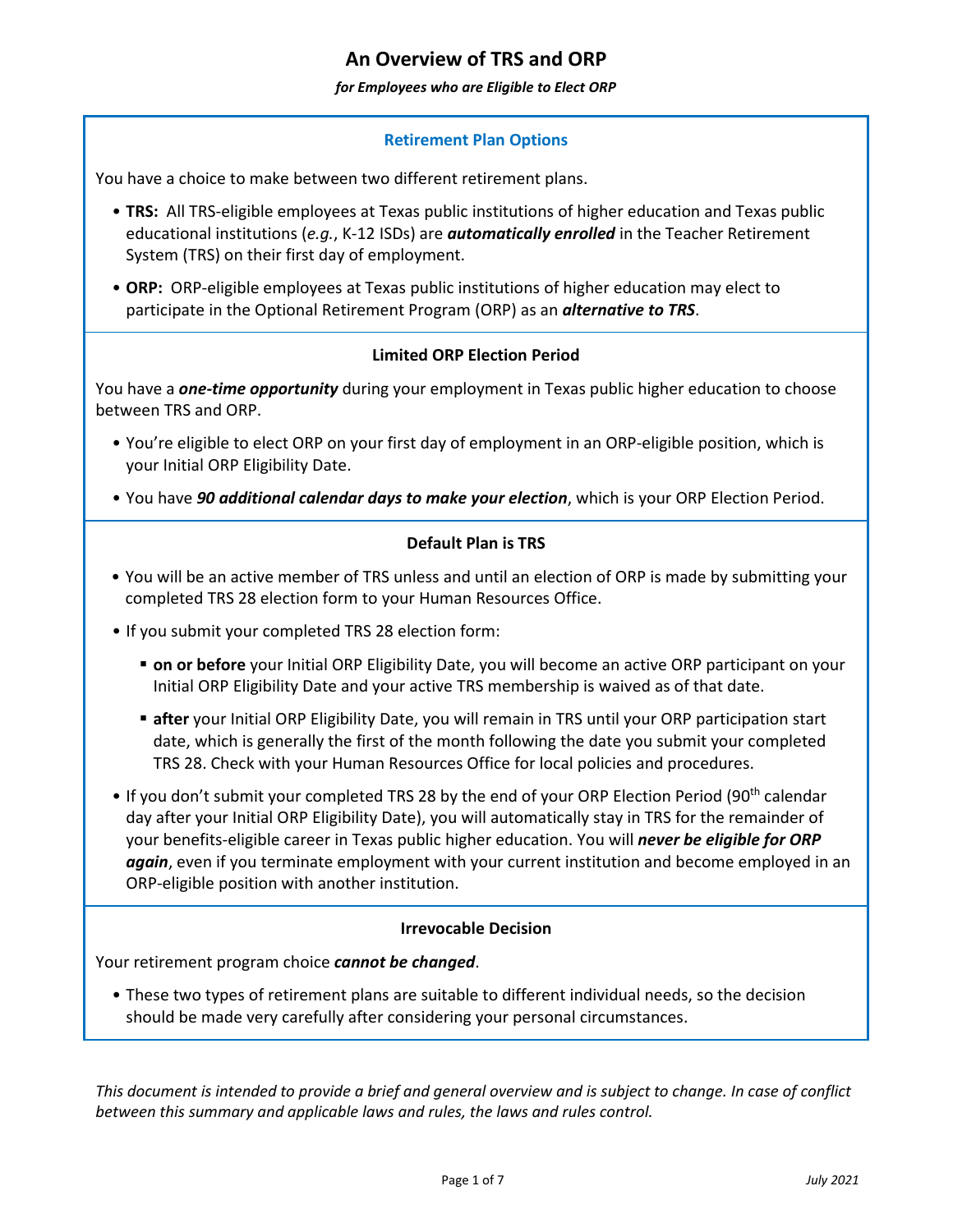# An Overview of TRS and ORP

***for Employees who are Eligible to Elect ORP***

### Retirement Plan Options

You have a choice to make between two different retirement plans.

- **TRS:** All TRS-eligible employees at Texas public institutions of higher education and Texas public educational institutions (*e.g.*, K-12 ISDs) are ***automatically enrolled*** in the Teacher Retirement System (TRS) on their first day of employment.
- **ORP:** ORP-eligible employees at Texas public institutions of higher education may elect to participate in the Optional Retirement Program (ORP) as an ***alternative to TRS***.

### Limited ORP Election Period

You have a ***one-time opportunity*** during your employment in Texas public higher education to choose between TRS and ORP.

- You're eligible to elect ORP on your first day of employment in an ORP-eligible position, which is your Initial ORP Eligibility Date.
- You have ***90 additional calendar days to make your election***, which is your ORP Election Period.

### Default Plan is TRS

- You will be an active member of TRS unless and until an election of ORP is made by submitting your completed TRS 28 election form to your Human Resources Office.
- If you submit your completed TRS 28 election form:
  - **on or before** your Initial ORP Eligibility Date, you will become an active ORP participant on your Initial ORP Eligibility Date and your active TRS membership is waived as of that date.
  - **after** your Initial ORP Eligibility Date, you will remain in TRS until your ORP participation start date, which is generally the first of the month following the date you submit your completed TRS 28. Check with your Human Resources Office for local policies and procedures.
- If you don't submit your completed TRS 28 by the end of your ORP Election Period (90th calendar day after your Initial ORP Eligibility Date), you will automatically stay in TRS for the remainder of your benefits-eligible career in Texas public higher education. You will ***never be eligible for ORP again***, even if you terminate employment with your current institution and become employed in an ORP-eligible position with another institution.

### Irrevocable Decision

Your retirement program choice ***cannot be changed***.

- These two types of retirement plans are suitable to different individual needs, so the decision should be made very carefully after considering your personal circumstances.

*This document is intended to provide a brief and general overview and is subject to change. In case of conflict between this summary and applicable laws and rules, the laws and rules control.*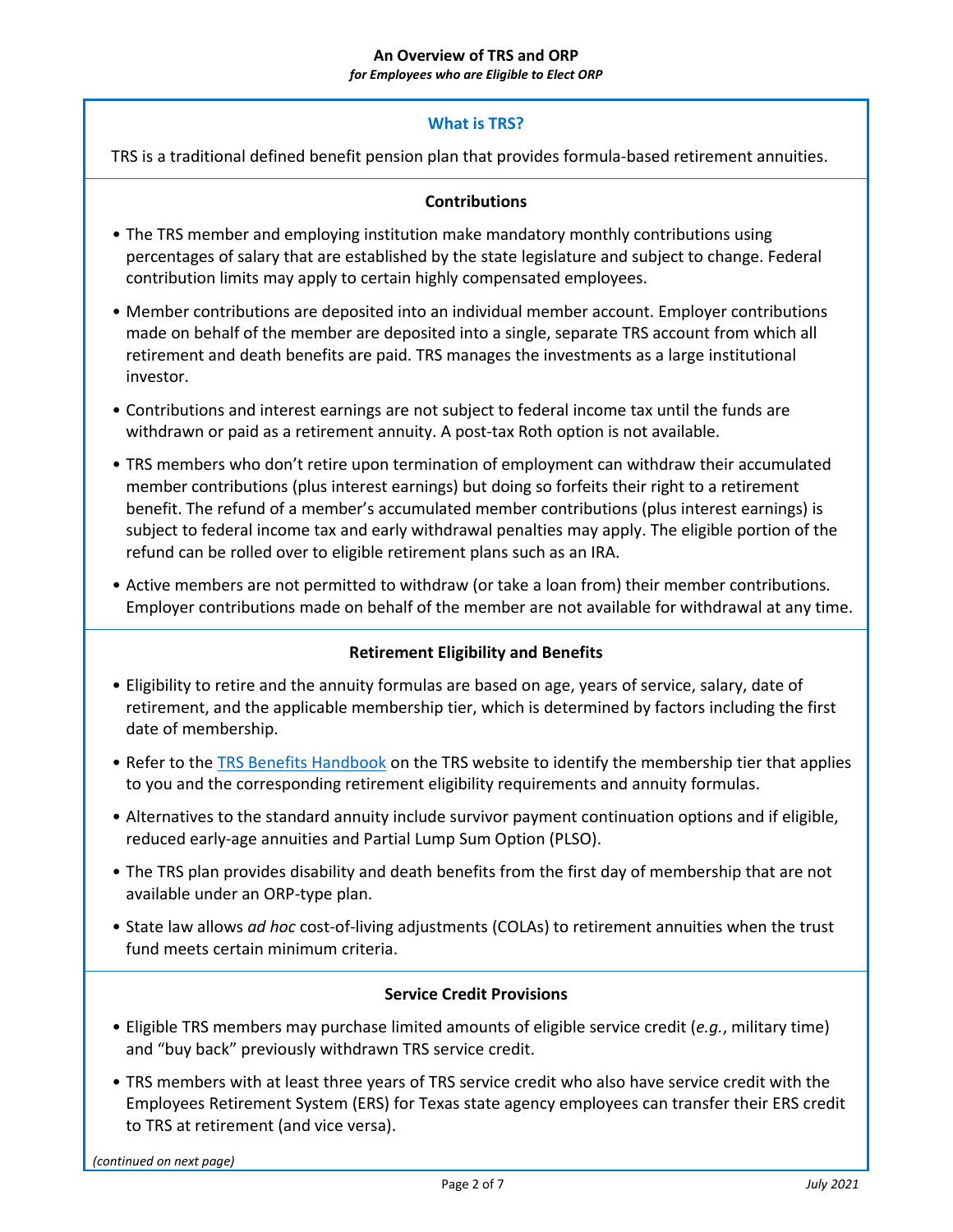# An Overview of TRS and ORP

*for Employees who are Eligible to Elect ORP*

## What is TRS?

TRS is a traditional defined benefit pension plan that provides formula-based retirement annuities.

### Contributions

- The TRS member and employing institution make mandatory monthly contributions using percentages of salary that are established by the state legislature and subject to change. Federal contribution limits may apply to certain highly compensated employees.
- Member contributions are deposited into an individual member account. Employer contributions made on behalf of the member are deposited into a single, separate TRS account from which all retirement and death benefits are paid. TRS manages the investments as a large institutional investor.
- Contributions and interest earnings are not subject to federal income tax until the funds are withdrawn or paid as a retirement annuity. A post-tax Roth option is not available.
- TRS members who don't retire upon termination of employment can withdraw their accumulated member contributions (plus interest earnings) but doing so forfeits their right to a retirement benefit. The refund of a member's accumulated member contributions (plus interest earnings) is subject to federal income tax and early withdrawal penalties may apply. The eligible portion of the refund can be rolled over to eligible retirement plans such as an IRA.
- Active members are not permitted to withdraw (or take a loan from) their member contributions. Employer contributions made on behalf of the member are not available for withdrawal at any time.

### Retirement Eligibility and Benefits

- Eligibility to retire and the annuity formulas are based on age, years of service, salary, date of retirement, and the applicable membership tier, which is determined by factors including the first date of membership.
- Refer to the TRS Benefits Handbook on the TRS website to identify the membership tier that applies to you and the corresponding retirement eligibility requirements and annuity formulas.
- Alternatives to the standard annuity include survivor payment continuation options and if eligible, reduced early-age annuities and Partial Lump Sum Option (PLSO).
- The TRS plan provides disability and death benefits from the first day of membership that are not available under an ORP-type plan.
- State law allows *ad hoc* cost-of-living adjustments (COLAs) to retirement annuities when the trust fund meets certain minimum criteria.

### Service Credit Provisions

- Eligible TRS members may purchase limited amounts of eligible service credit (*e.g.*, military time) and "buy back" previously withdrawn TRS service credit.
- TRS members with at least three years of TRS service credit who also have service credit with the Employees Retirement System (ERS) for Texas state agency employees can transfer their ERS credit to TRS at retirement (and vice versa).

*(continued on next page)*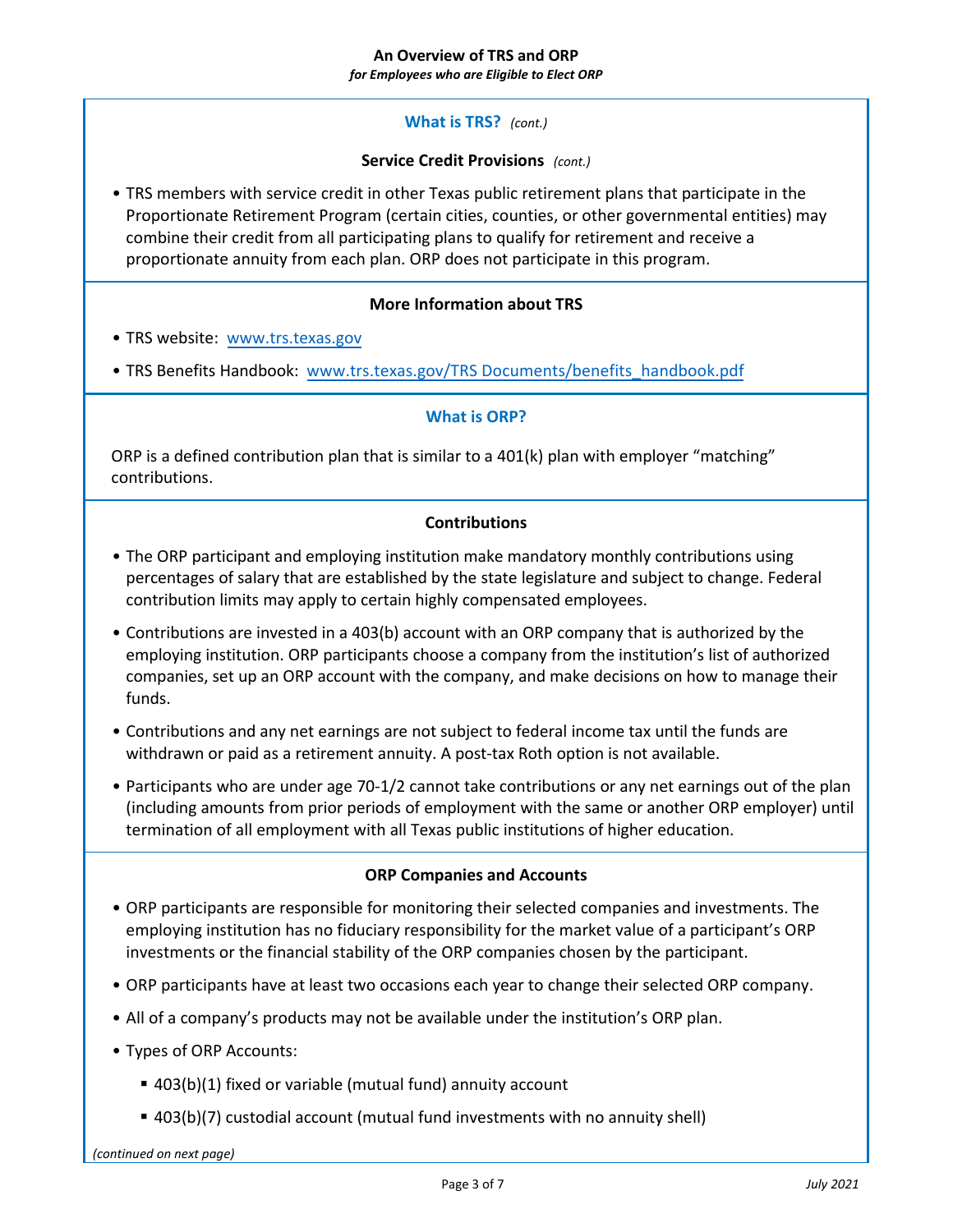## What is TRS? *(cont.)*

### Service Credit Provisions *(cont.)*

- TRS members with service credit in other Texas public retirement plans that participate in the Proportionate Retirement Program (certain cities, counties, or other governmental entities) may combine their credit from all participating plans to qualify for retirement and receive a proportionate annuity from each plan. ORP does not participate in this program.

### More Information about TRS

- TRS website: [www.trs.texas.gov](www.trs.texas.gov)
- TRS Benefits Handbook: [www.trs.texas.gov/TRS Documents/benefits_handbook.pdf](www.trs.texas.gov/TRS Documents/benefits_handbook.pdf)

## What is ORP?

ORP is a defined contribution plan that is similar to a 401(k) plan with employer "matching" contributions.

### Contributions

- The ORP participant and employing institution make mandatory monthly contributions using percentages of salary that are established by the state legislature and subject to change. Federal contribution limits may apply to certain highly compensated employees.
- Contributions are invested in a 403(b) account with an ORP company that is authorized by the employing institution. ORP participants choose a company from the institution's list of authorized companies, set up an ORP account with the company, and make decisions on how to manage their funds.
- Contributions and any net earnings are not subject to federal income tax until the funds are withdrawn or paid as a retirement annuity. A post-tax Roth option is not available.
- Participants who are under age 70-1/2 cannot take contributions or any net earnings out of the plan (including amounts from prior periods of employment with the same or another ORP employer) until termination of all employment with all Texas public institutions of higher education.

### ORP Companies and Accounts

- ORP participants are responsible for monitoring their selected companies and investments. The employing institution has no fiduciary responsibility for the market value of a participant's ORP investments or the financial stability of the ORP companies chosen by the participant.
- ORP participants have at least two occasions each year to change their selected ORP company.
- All of a company's products may not be available under the institution's ORP plan.
- Types of ORP Accounts:
  - 403(b)(1) fixed or variable (mutual fund) annuity account
  - 403(b)(7) custodial account (mutual fund investments with no annuity shell)

*(continued on next page)*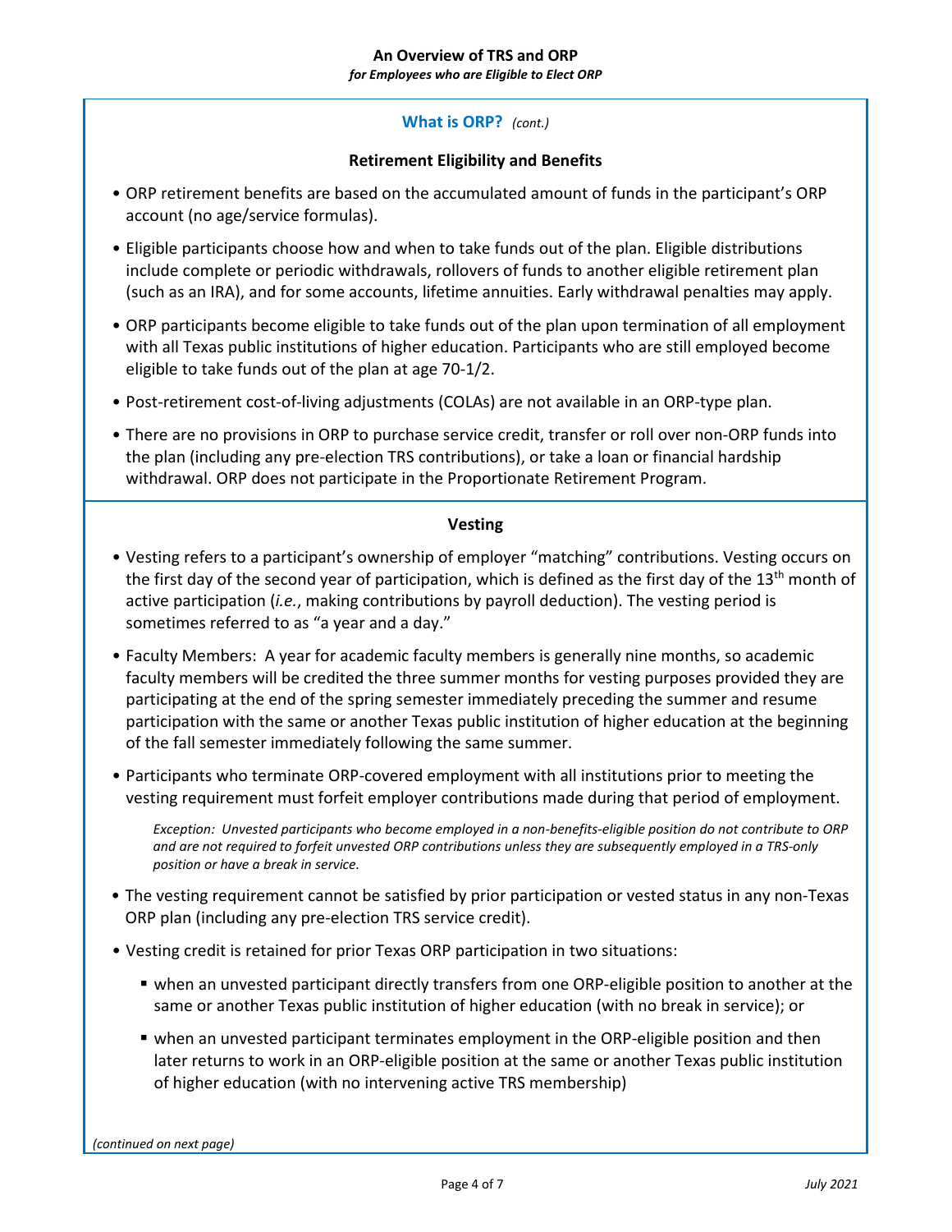## What is ORP? *(cont.)*

### Retirement Eligibility and Benefits

- ORP retirement benefits are based on the accumulated amount of funds in the participant's ORP account (no age/service formulas).
- Eligible participants choose how and when to take funds out of the plan. Eligible distributions include complete or periodic withdrawals, rollovers of funds to another eligible retirement plan (such as an IRA), and for some accounts, lifetime annuities. Early withdrawal penalties may apply.
- ORP participants become eligible to take funds out of the plan upon termination of all employment with all Texas public institutions of higher education. Participants who are still employed become eligible to take funds out of the plan at age 70-1/2.
- Post-retirement cost-of-living adjustments (COLAs) are not available in an ORP-type plan.
- There are no provisions in ORP to purchase service credit, transfer or roll over non-ORP funds into the plan (including any pre-election TRS contributions), or take a loan or financial hardship withdrawal. ORP does not participate in the Proportionate Retirement Program.

### Vesting

- Vesting refers to a participant's ownership of employer "matching" contributions. Vesting occurs on the first day of the second year of participation, which is defined as the first day of the 13th month of active participation (*i.e.*, making contributions by payroll deduction). The vesting period is sometimes referred to as "a year and a day."
- Faculty Members: A year for academic faculty members is generally nine months, so academic faculty members will be credited the three summer months for vesting purposes provided they are participating at the end of the spring semester immediately preceding the summer and resume participation with the same or another Texas public institution of higher education at the beginning of the fall semester immediately following the same summer.
- Participants who terminate ORP-covered employment with all institutions prior to meeting the vesting requirement must forfeit employer contributions made during that period of employment.

  *Exception: Unvested participants who become employed in a non-benefits-eligible position do not contribute to ORP and are not required to forfeit unvested ORP contributions unless they are subsequently employed in a TRS-only position or have a break in service.*

- The vesting requirement cannot be satisfied by prior participation or vested status in any non-Texas ORP plan (including any pre-election TRS service credit).
- Vesting credit is retained for prior Texas ORP participation in two situations:
  - when an unvested participant directly transfers from one ORP-eligible position to another at the same or another Texas public institution of higher education (with no break in service); or
  - when an unvested participant terminates employment in the ORP-eligible position and then later returns to work in an ORP-eligible position at the same or another Texas public institution of higher education (with no intervening active TRS membership)

*(continued on next page)*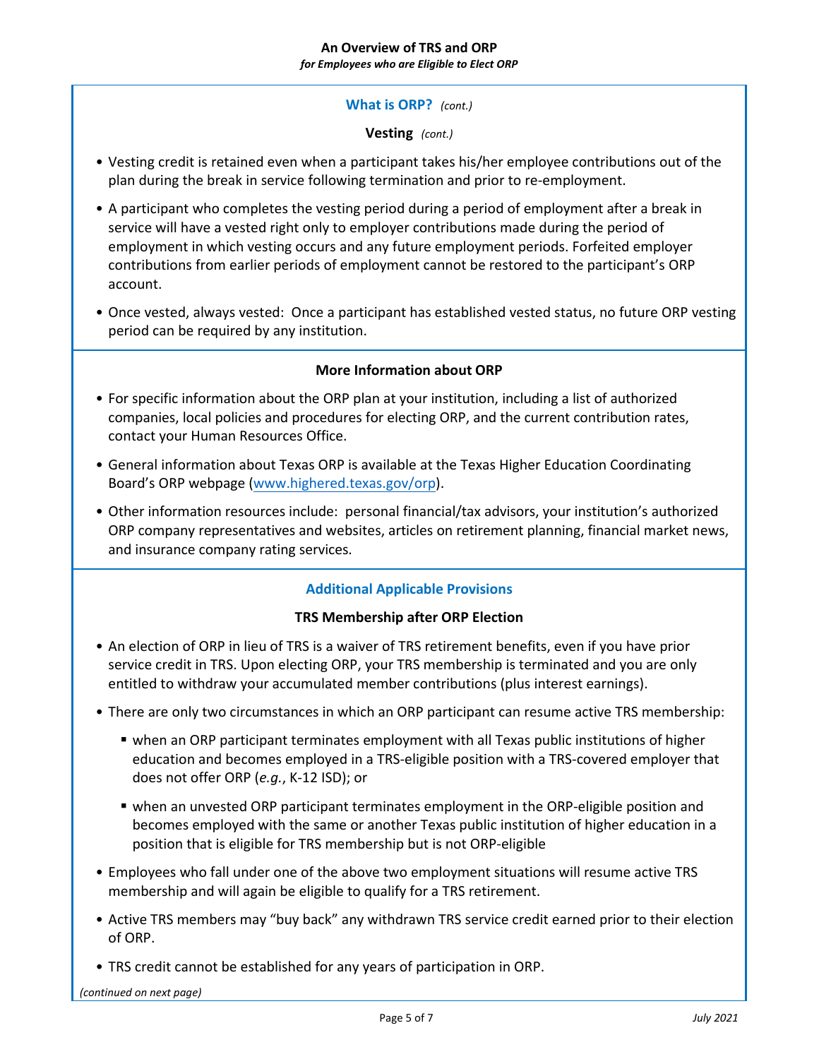## What is ORP? *(cont.)*

### Vesting *(cont.)*

- Vesting credit is retained even when a participant takes his/her employee contributions out of the plan during the break in service following termination and prior to re-employment.
- A participant who completes the vesting period during a period of employment after a break in service will have a vested right only to employer contributions made during the period of employment in which vesting occurs and any future employment periods. Forfeited employer contributions from earlier periods of employment cannot be restored to the participant's ORP account.
- Once vested, always vested: Once a participant has established vested status, no future ORP vesting period can be required by any institution.

### More Information about ORP

- For specific information about the ORP plan at your institution, including a list of authorized companies, local policies and procedures for electing ORP, and the current contribution rates, contact your Human Resources Office.
- General information about Texas ORP is available at the Texas Higher Education Coordinating Board's ORP webpage (www.highered.texas.gov/orp).
- Other information resources include: personal financial/tax advisors, your institution's authorized ORP company representatives and websites, articles on retirement planning, financial market news, and insurance company rating services.

## Additional Applicable Provisions

### TRS Membership after ORP Election

- An election of ORP in lieu of TRS is a waiver of TRS retirement benefits, even if you have prior service credit in TRS. Upon electing ORP, your TRS membership is terminated and you are only entitled to withdraw your accumulated member contributions (plus interest earnings).
- There are only two circumstances in which an ORP participant can resume active TRS membership:
  - when an ORP participant terminates employment with all Texas public institutions of higher education and becomes employed in a TRS-eligible position with a TRS-covered employer that does not offer ORP (*e.g.*, K-12 ISD); or
  - when an unvested ORP participant terminates employment in the ORP-eligible position and becomes employed with the same or another Texas public institution of higher education in a position that is eligible for TRS membership but is not ORP-eligible
- Employees who fall under one of the above two employment situations will resume active TRS membership and will again be eligible to qualify for a TRS retirement.
- Active TRS members may "buy back" any withdrawn TRS service credit earned prior to their election of ORP.
- TRS credit cannot be established for any years of participation in ORP.

*(continued on next page)*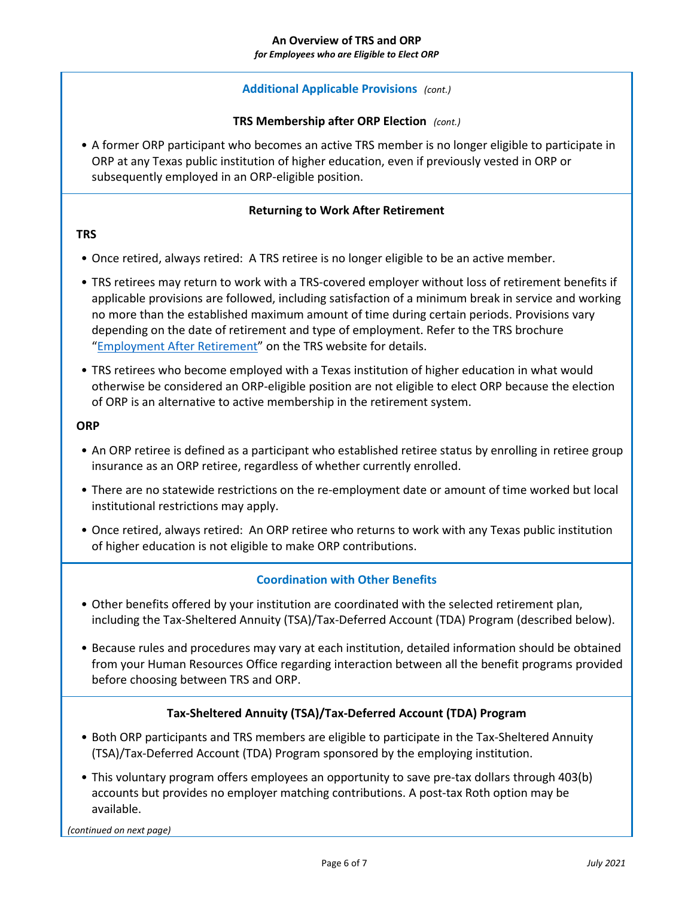## Additional Applicable Provisions *(cont.)*

### TRS Membership after ORP Election *(cont.)*

- A former ORP participant who becomes an active TRS member is no longer eligible to participate in ORP at any Texas public institution of higher education, even if previously vested in ORP or subsequently employed in an ORP-eligible position.

### Returning to Work After Retirement

**TRS**

- Once retired, always retired: A TRS retiree is no longer eligible to be an active member.
- TRS retirees may return to work with a TRS-covered employer without loss of retirement benefits if applicable provisions are followed, including satisfaction of a minimum break in service and working no more than the established maximum amount of time during certain periods. Provisions vary depending on the date of retirement and type of employment. Refer to the TRS brochure "Employment After Retirement" on the TRS website for details.
- TRS retirees who become employed with a Texas institution of higher education in what would otherwise be considered an ORP-eligible position are not eligible to elect ORP because the election of ORP is an alternative to active membership in the retirement system.

**ORP**

- An ORP retiree is defined as a participant who established retiree status by enrolling in retiree group insurance as an ORP retiree, regardless of whether currently enrolled.
- There are no statewide restrictions on the re-employment date or amount of time worked but local institutional restrictions may apply.
- Once retired, always retired: An ORP retiree who returns to work with any Texas public institution of higher education is not eligible to make ORP contributions.

## Coordination with Other Benefits

- Other benefits offered by your institution are coordinated with the selected retirement plan, including the Tax-Sheltered Annuity (TSA)/Tax-Deferred Account (TDA) Program (described below).
- Because rules and procedures may vary at each institution, detailed information should be obtained from your Human Resources Office regarding interaction between all the benefit programs provided before choosing between TRS and ORP.

### Tax-Sheltered Annuity (TSA)/Tax-Deferred Account (TDA) Program

- Both ORP participants and TRS members are eligible to participate in the Tax-Sheltered Annuity (TSA)/Tax-Deferred Account (TDA) Program sponsored by the employing institution.
- This voluntary program offers employees an opportunity to save pre-tax dollars through 403(b) accounts but provides no employer matching contributions. A post-tax Roth option may be available.

*(continued on next page)*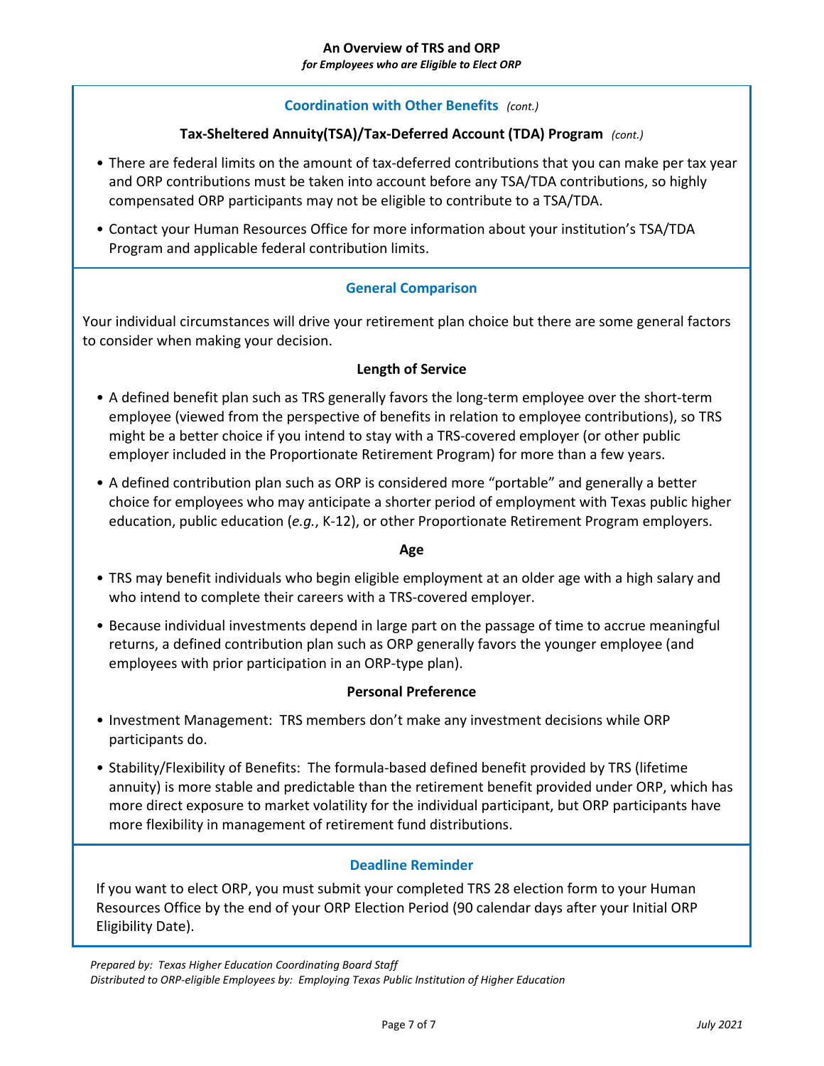## Coordination with Other Benefits *(cont.)*

### Tax-Sheltered Annuity(TSA)/Tax-Deferred Account (TDA) Program *(cont.)*

- There are federal limits on the amount of tax-deferred contributions that you can make per tax year and ORP contributions must be taken into account before any TSA/TDA contributions, so highly compensated ORP participants may not be eligible to contribute to a TSA/TDA.
- Contact your Human Resources Office for more information about your institution's TSA/TDA Program and applicable federal contribution limits.

## General Comparison

Your individual circumstances will drive your retirement plan choice but there are some general factors to consider when making your decision.

### Length of Service

- A defined benefit plan such as TRS generally favors the long-term employee over the short-term employee (viewed from the perspective of benefits in relation to employee contributions), so TRS might be a better choice if you intend to stay with a TRS-covered employer (or other public employer included in the Proportionate Retirement Program) for more than a few years.
- A defined contribution plan such as ORP is considered more "portable" and generally a better choice for employees who may anticipate a shorter period of employment with Texas public higher education, public education (*e.g.*, K-12), or other Proportionate Retirement Program employers.

### Age

- TRS may benefit individuals who begin eligible employment at an older age with a high salary and who intend to complete their careers with a TRS-covered employer.
- Because individual investments depend in large part on the passage of time to accrue meaningful returns, a defined contribution plan such as ORP generally favors the younger employee (and employees with prior participation in an ORP-type plan).

### Personal Preference

- Investment Management: TRS members don't make any investment decisions while ORP participants do.
- Stability/Flexibility of Benefits: The formula-based defined benefit provided by TRS (lifetime annuity) is more stable and predictable than the retirement benefit provided under ORP, which has more direct exposure to market volatility for the individual participant, but ORP participants have more flexibility in management of retirement fund distributions.

## Deadline Reminder

If you want to elect ORP, you must submit your completed TRS 28 election form to your Human Resources Office by the end of your ORP Election Period (90 calendar days after your Initial ORP Eligibility Date).

*Prepared by: Texas Higher Education Coordinating Board Staff*
*Distributed to ORP-eligible Employees by: Employing Texas Public Institution of Higher Education*